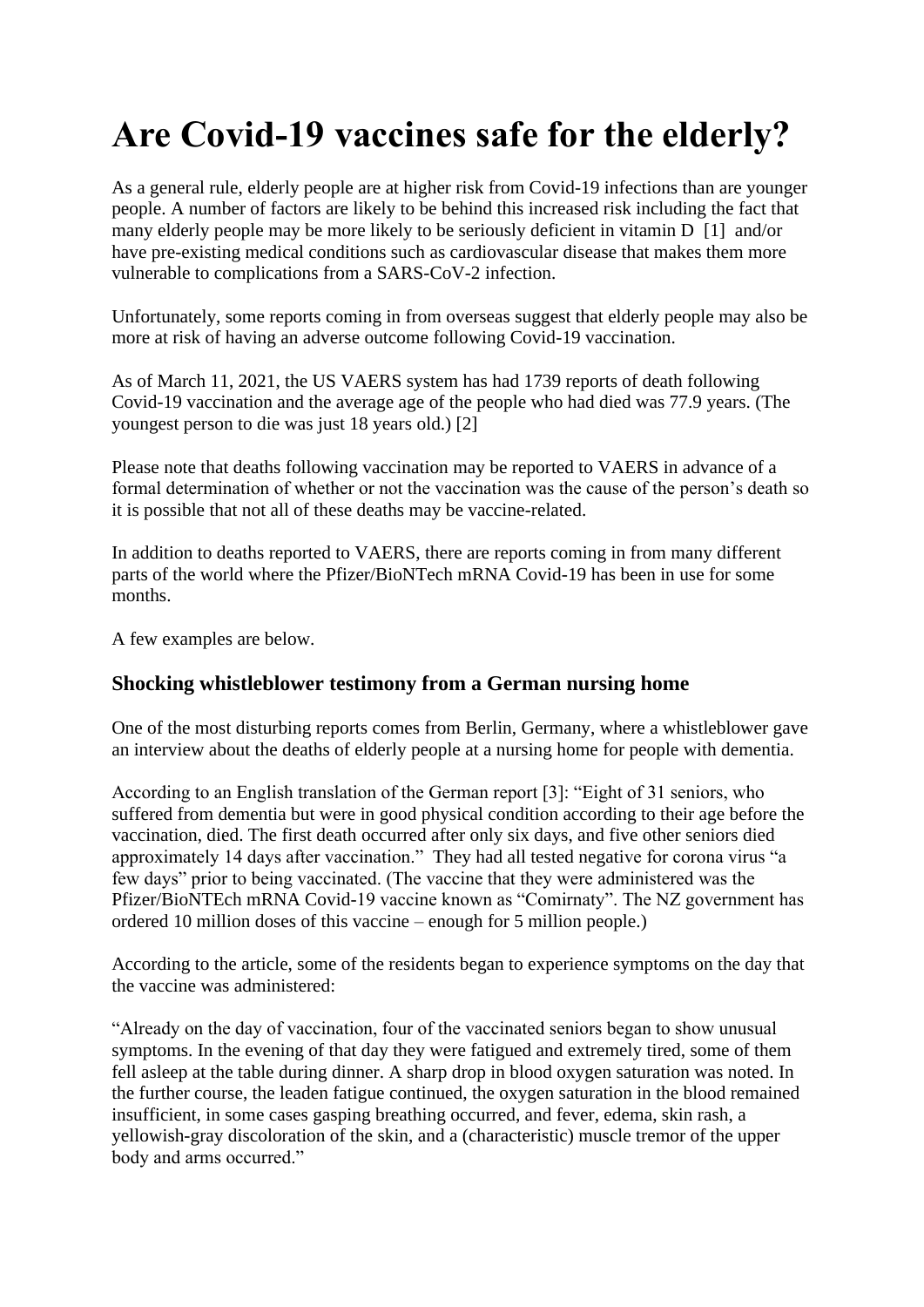# Are Covid-19 vaccines safe for the elderly?

As a general rule, elderly people are at higher risk from Covid-19 infections than are younger people. A number of factors are likely to be behind this increased risk including the fact that many elderly people may be more likely to be seriously deficient in vitamin D [1] and/or have pre-existing medical conditions such as cardiovascular disease that makes them more vulnerable to complications from a SARS-CoV-2 infection.

Unfortunately, some reports coming in from overseas suggest that elderly people may also be more at risk of having an adverse outcome following Covid-19 vaccination.

As of March 11, 2021, the US VAERS system has had 1739 reports of death following Covid-19 vaccination and the average age of the people who had died was 77.9 years. (The youngest person to die was just 18 years old.) [2]

Please note that deaths following vaccination may be reported to VAERS in advance of a formal determination of whether or not the vaccination was the cause of the person's death so it is possible that not all of these deaths may be vaccine-related.

In addition to deaths reported to VAERS, there are reports coming in from many different parts of the world where the Pfizer/BioNTech mRNA Covid-19 has been in use for some months.

A few examples are below.

### Shocking whistleblower testimony from a German nursing home

One of the most disturbing reports comes from Berlin, Germany, where a whistleblower gave an interview about the deaths of elderly people at a nursing home for people with dementia.

According to an English translation of the German report [3]: "Eight of 31 seniors, who suffered from dementia but were in good physical condition according to their age before the vaccination, died. The first death occurred after only six days, and five other seniors died approximately 14 days after vaccination." They had all tested negative for corona virus "a few days" prior to being vaccinated. (The vaccine that they were administered was the Pfizer/BioNTEch mRNA Covid-19 vaccine known as "Comirnaty". The NZ government has ordered 10 million doses of this vaccine – enough for 5 million people.)

According to the article, some of the residents began to experience symptoms on the day that the vaccine was administered:

"Already on the day of vaccination, four of the vaccinated seniors began to show unusual symptoms. In the evening of that day they were fatigued and extremely tired, some of them fell asleep at the table during dinner. A sharp drop in blood oxygen saturation was noted. In the further course, the leaden fatigue continued, the oxygen saturation in the blood remained insufficient, in some cases gasping breathing occurred, and fever, edema, skin rash, a yellowish-gray discoloration of the skin, and a (characteristic) muscle tremor of the upper body and arms occurred."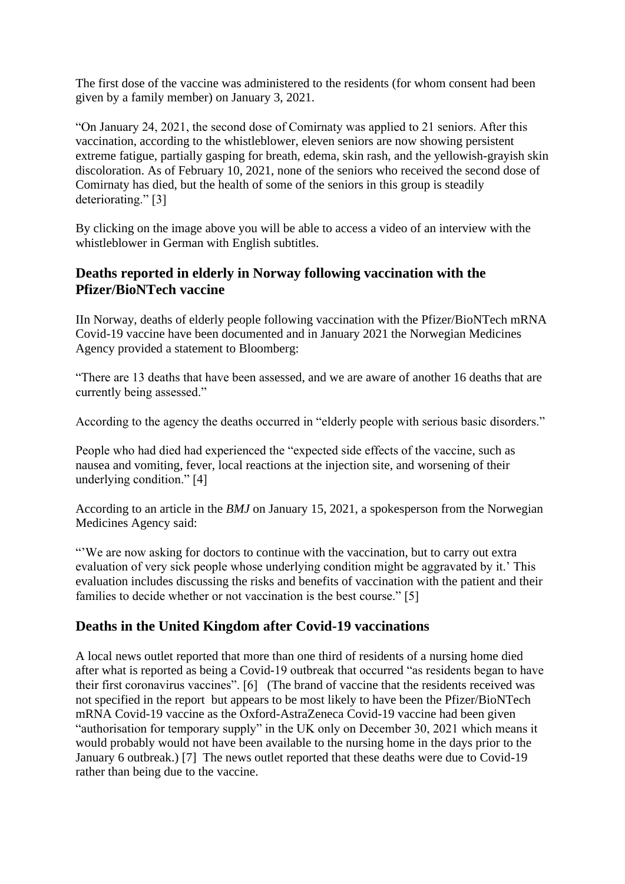The first dose of the vaccine was administered to the residents (for whom consent had been given by a family member) on January 3, 2021.

"On January 24, 2021, the second dose of Comirnaty was applied to 21 seniors. After this vaccination, according to the whistleblower, eleven seniors are now showing persistent extreme fatigue, partially gasping for breath, edema, skin rash, and the yellowish-grayish skin discoloration. As of February 10, 2021, none of the seniors who received the second dose of Comirnaty has died, but the health of some of the seniors in this group is steadily deteriorating." [3]

By clicking on the image above you will be able to access a video of an interview with the whistleblower in German with English subtitles.

## Deaths reported in elderly in Norway following vaccination with the Pfizer/BioNTech vaccine

IIn Norway, deaths of elderly people following vaccination with the Pfizer/BioNTech mRNA Covid-19 vaccine have been documented and in January 2021 the Norwegian Medicines Agency provided a statement to Bloomberg:

"There are 13 deaths that have been assessed, and we are aware of another 16 deaths that are currently being assessed."

According to the agency the deaths occurred in "elderly people with serious basic disorders."

People who had died had experienced the "expected side effects of the vaccine, such as nausea and vomiting, fever, local reactions at the injection site, and worsening of their underlying condition." [4]

According to an article in the *BMJ* on January 15, 2021, a spokesperson from the Norwegian Medicines Agency said:

"'We are now asking for doctors to continue with the vaccination, but to carry out extra evaluation of very sick people whose underlying condition might be aggravated by it.' This evaluation includes discussing the risks and benefits of vaccination with the patient and their families to decide whether or not vaccination is the best course." [5]

## Deaths in the United Kingdom after Covid-19 vaccinations

A local news outlet reported that more than one third of residents of a nursing home died after what is reported as being a Covid-19 outbreak that occurred "as residents began to have their first coronavirus vaccines". [6] (The brand of vaccine that the residents received was not specified in the report but appears to be most likely to have been the Pfizer/BioNTech mRNA Covid-19 vaccine as the Oxford-AstraZeneca Covid-19 vaccine had been given "authorisation for temporary supply" in the UK only on December 30, 2021 which means it would probably would not have been available to the nursing home in the days prior to the January 6 outbreak.) [7] The news outlet reported that these deaths were due to Covid-19 rather than being due to the vaccine.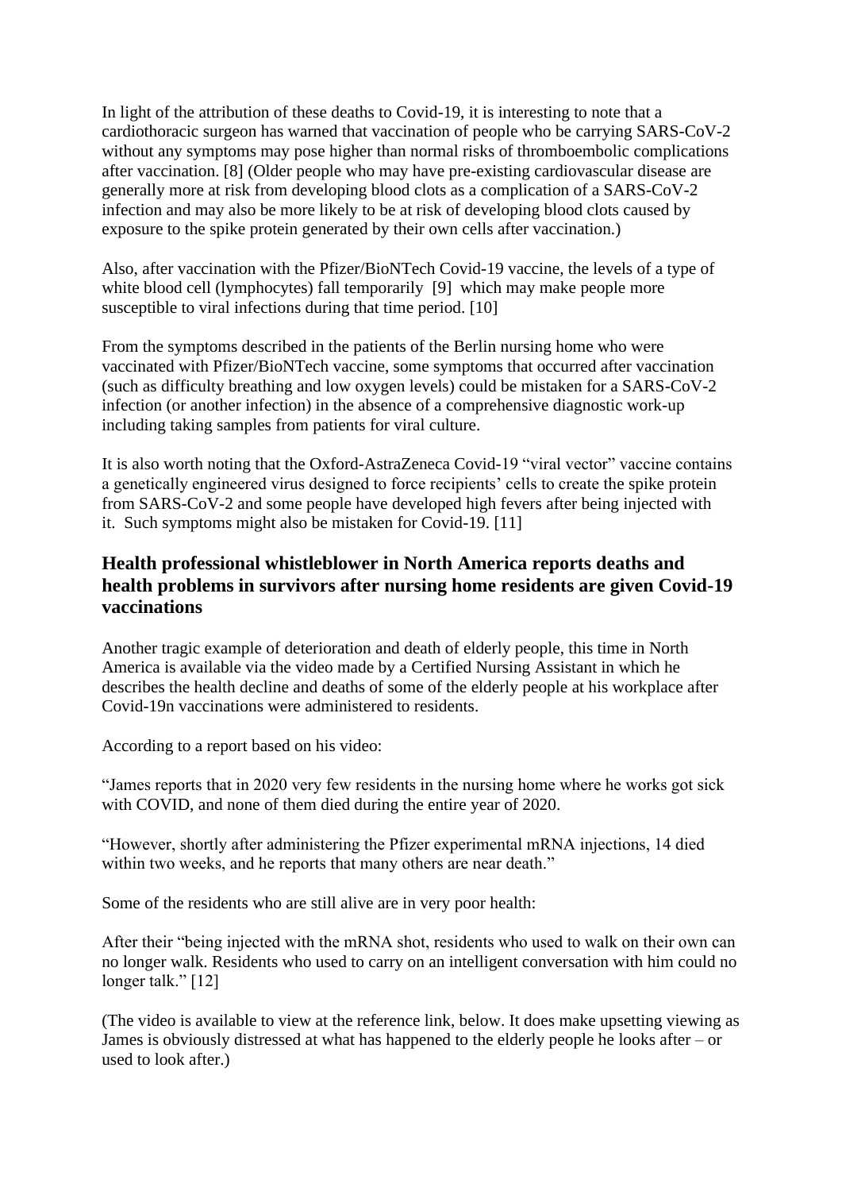In light of the attribution of these deaths to Covid-19, it is interesting to note that a cardiothoracic surgeon has warned that vaccination of people who be carrying SARS-CoV-2 without any symptoms may pose higher than normal risks of thromboembolic complications after vaccination. [8] (Older people who may have pre-existing cardiovascular disease are generally more at risk from developing blood clots as a complication of a SARS-CoV-2 infection and may also be more likely to be at risk of developing blood clots caused by exposure to the spike protein generated by their own cells after vaccination.)

Also, after vaccination with the Pfizer/BioNTech Covid-19 vaccine, the levels of a type of white blood cell (lymphocytes) fall temporarily [9] which may make people more susceptible to viral infections during that time period. [10]

From the symptoms described in the patients of the Berlin nursing home who were vaccinated with Pfizer/BioNTech vaccine, some symptoms that occurred after vaccination (such as difficulty breathing and low oxygen levels) could be mistaken for a SARS-CoV-2 infection (or another infection) in the absence of a comprehensive diagnostic work-up including taking samples from patients for viral culture.

It is also worth noting that the Oxford-AstraZeneca Covid-19 "viral vector" vaccine contains a genetically engineered virus designed to force recipients' cells to create the spike protein from SARS-CoV-2 and some people have developed high fevers after being injected with it. Such symptoms might also be mistaken for Covid-19. [11]

## Health professional whistleblower in North America reports deaths and health problems in survivors after nursing home residents are given Covid-19 vaccinations

Another tragic example of deterioration and death of elderly people, this time in North America is available via the video made by a Certified Nursing Assistant in which he describes the health decline and deaths of some of the elderly people at his workplace after Covid-19n vaccinations were administered to residents.

According to a report based on his video:

"James reports that in 2020 very few residents in the nursing home where he works got sick with COVID, and none of them died during the entire year of 2020.

"However, shortly after administering the Pfizer experimental mRNA injections, 14 died within two weeks, and he reports that many others are near death."

Some of the residents who are still alive are in very poor health:

After their "being injected with the mRNA shot, residents who used to walk on their own can no longer walk. Residents who used to carry on an intelligent conversation with him could no longer talk." [12]

(The video is available to view at the reference link, below. It does make upsetting viewing as James is obviously distressed at what has happened to the elderly people he looks after – or used to look after.)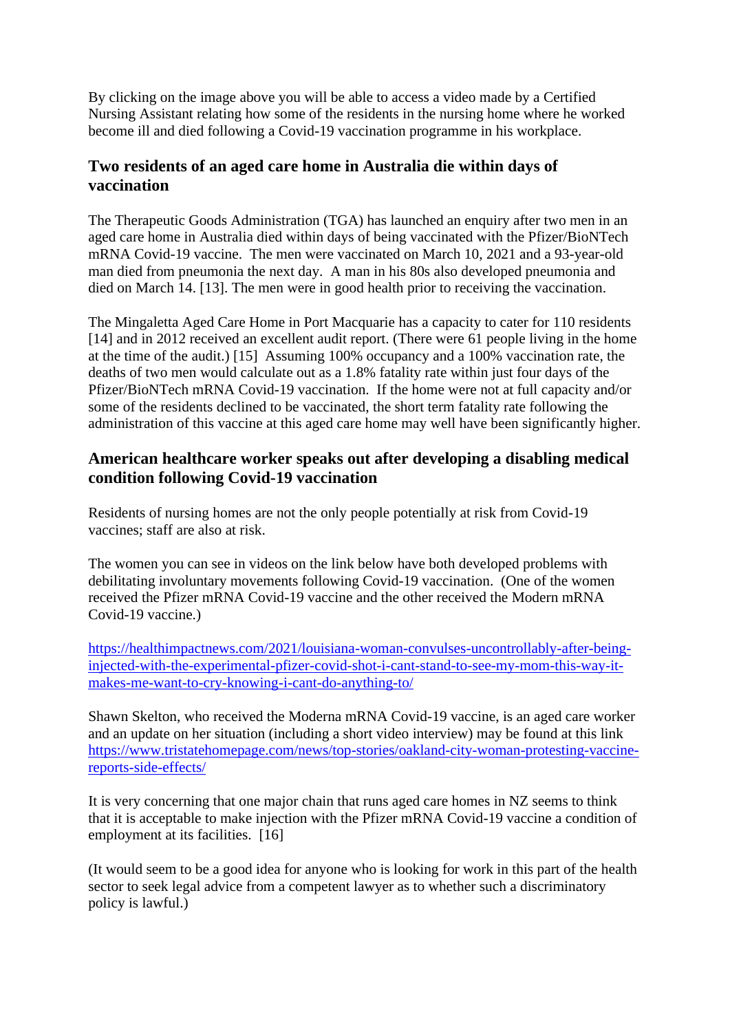By clicking on the image above you will be able to access a video made by a Certified Nursing Assistant relating how some of the residents in the nursing home where he worked become ill and died following a Covid-19 vaccination programme in his workplace.

### Two residents of an aged care home in Australia die within days of vaccination

The Therapeutic Goods Administration (TGA) has launched an enquiry after two men in an aged care home in Australia died within days of being vaccinated with the Pfizer/BioNTech mRNA Covid-19 vaccine. The men were vaccinated on March 10, 2021 and a 93-year-old man died from pneumonia the next day. A man in his 80s also developed pneumonia and died on March 14. [13]. The men were in good health prior to receiving the vaccination.

The Mingaletta Aged Care Home in Port Macquarie has a capacity to cater for 110 residents [14] and in 2012 received an excellent audit report. (There were 61 people living in the home at the time of the audit.) [15] Assuming 100% occupancy and a 100% vaccination rate, the deaths of two men would calculate out as a 1.8% fatality rate within just four days of the Pfizer/BioNTech mRNA Covid-19 vaccination. If the home were not at full capacity and/or some of the residents declined to be vaccinated, the short term fatality rate following the administration of this vaccine at this aged care home may well have been significantly higher.

### American healthcare worker speaks out after developing a disabling medical condition following Covid-19 vaccination

Residents of nursing homes are not the only people potentially at risk from Covid-19 vaccines; staff are also at risk.

The women you can see in videos on the link below have both developed problems with debilitating involuntary movements following Covid-19 vaccination. (One of the women received the Pfizer mRNA Covid-19 vaccine and the other received the Modern mRNA Covid-19 vaccine.)

https://healthimpactnews.com/2021/louisiana-woman-convulses-uncontrollably-after-being-injected-with-the-experimental-pfizer-covid-shot-i-cant-stand-to-see-my-mom-this-way-it-makes-me-want-to-cry-knowing-i-cant-do-anything-to/

Shawn Skelton, who received the Moderna mRNA Covid-19 vaccine, is an aged care worker and an update on her situation (including a short video interview) may be found at this link https://www.tristatehomepage.com/news/top-stories/oakland-city-woman-protesting-vaccine-reports-side-effects/

It is very concerning that one major chain that runs aged care homes in NZ seems to think that it is acceptable to make injection with the Pfizer mRNA Covid-19 vaccine a condition of employment at its facilities. [16]

(It would seem to be a good idea for anyone who is looking for work in this part of the health sector to seek legal advice from a competent lawyer as to whether such a discriminatory policy is lawful.)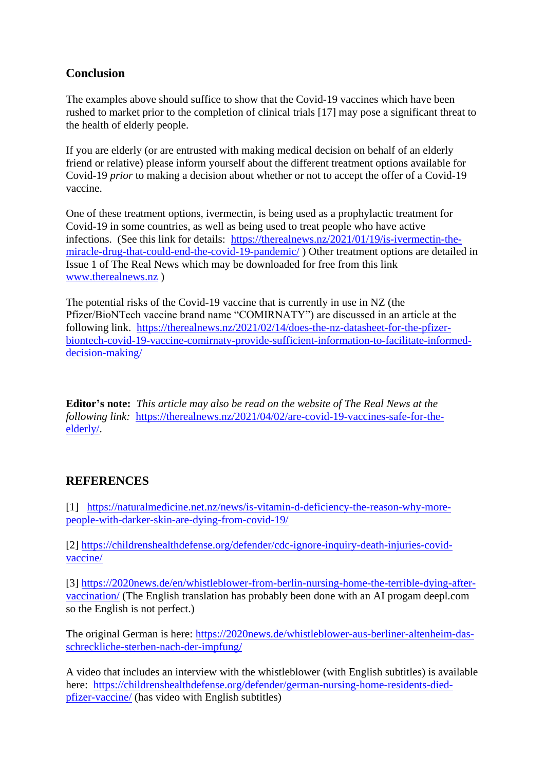## Conclusion

The examples above should suffice to show that the Covid-19 vaccines which have been rushed to market prior to the completion of clinical trials [17] may pose a significant threat to the health of elderly people.

If you are elderly (or are entrusted with making medical decision on behalf of an elderly friend or relative) please inform yourself about the different treatment options available for Covid-19 *prior* to making a decision about whether or not to accept the offer of a Covid-19 vaccine.

One of these treatment options, ivermectin, is being used as a prophylactic treatment for Covid-19 in some countries, as well as being used to treat people who have active infections. (See this link for details: https://therealnews.nz/2021/01/19/is-ivermectin-the-miracle-drug-that-could-end-the-covid-19-pandemic/ ) Other treatment options are detailed in Issue 1 of The Real News which may be downloaded for free from this link www.therealnews.nz )

The potential risks of the Covid-19 vaccine that is currently in use in NZ (the Pfizer/BioNTech vaccine brand name "COMIRNATY") are discussed in an article at the following link. https://therealnews.nz/2021/02/14/does-the-nz-datasheet-for-the-pfizer-biontech-covid-19-vaccine-comirnaty-provide-sufficient-information-to-facilitate-informed-decision-making/

**Editor's note:** *This article may also be read on the website of The Real News at the following link:* https://therealnews.nz/2021/04/02/are-covid-19-vaccines-safe-for-the-elderly/.

## REFERENCES

[1] https://naturalmedicine.net.nz/news/is-vitamin-d-deficiency-the-reason-why-more-people-with-darker-skin-are-dying-from-covid-19/

[2] https://childrenshealthdefense.org/defender/cdc-ignore-inquiry-death-injuries-covid-vaccine/

[3] https://2020news.de/en/whistleblower-from-berlin-nursing-home-the-terrible-dying-after-vaccination/ (The English translation has probably been done with an AI progam deepl.com so the English is not perfect.)

The original German is here: https://2020news.de/whistleblower-aus-berliner-altenheim-das-schreckliche-sterben-nach-der-impfung/

A video that includes an interview with the whistleblower (with English subtitles) is available here: https://childrenshealthdefense.org/defender/german-nursing-home-residents-died-pfizer-vaccine/ (has video with English subtitles)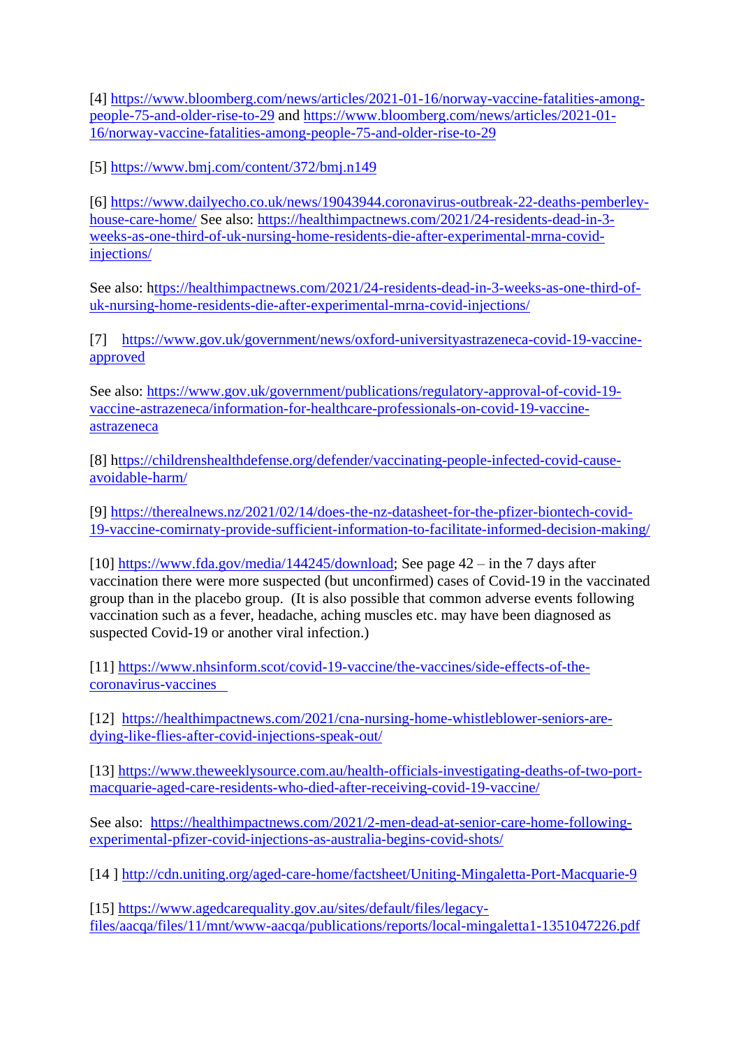[4] https://www.bloomberg.com/news/articles/2021-01-16/norway-vaccine-fatalities-among-people-75-and-older-rise-to-29 and https://www.bloomberg.com/news/articles/2021-01-16/norway-vaccine-fatalities-among-people-75-and-older-rise-to-29

[5] https://www.bmj.com/content/372/bmj.n149

[6] https://www.dailyecho.co.uk/news/19043944.coronavirus-outbreak-22-deaths-pemberley-house-care-home/ See also: https://healthimpactnews.com/2021/24-residents-dead-in-3-weeks-as-one-third-of-uk-nursing-home-residents-die-after-experimental-mrna-covid-injections/

See also: https://healthimpactnews.com/2021/24-residents-dead-in-3-weeks-as-one-third-of-uk-nursing-home-residents-die-after-experimental-mrna-covid-injections/

[7] https://www.gov.uk/government/news/oxford-universityastrazeneca-covid-19-vaccine-approved

See also: https://www.gov.uk/government/publications/regulatory-approval-of-covid-19-vaccine-astrazeneca/information-for-healthcare-professionals-on-covid-19-vaccine-astrazeneca

[8] https://childrenshealthdefense.org/defender/vaccinating-people-infected-covid-cause-avoidable-harm/

[9] https://therealnews.nz/2021/02/14/does-the-nz-datasheet-for-the-pfizer-biontech-covid-19-vaccine-comirnaty-provide-sufficient-information-to-facilitate-informed-decision-making/

[10] https://www.fda.gov/media/144245/download; See page 42 – in the 7 days after vaccination there were more suspected (but unconfirmed) cases of Covid-19 in the vaccinated group than in the placebo group. (It is also possible that common adverse events following vaccination such as a fever, headache, aching muscles etc. may have been diagnosed as suspected Covid-19 or another viral infection.)

[11] https://www.nhsinform.scot/covid-19-vaccine/the-vaccines/side-effects-of-the-coronavirus-vaccines

[12] https://healthimpactnews.com/2021/cna-nursing-home-whistleblower-seniors-are-dying-like-flies-after-covid-injections-speak-out/

[13] https://www.theweeklysource.com.au/health-officials-investigating-deaths-of-two-port-macquarie-aged-care-residents-who-died-after-receiving-covid-19-vaccine/

See also: https://healthimpactnews.com/2021/2-men-dead-at-senior-care-home-following-experimental-pfizer-covid-injections-as-australia-begins-covid-shots/

[14 ] http://cdn.uniting.org/aged-care-home/factsheet/Uniting-Mingaletta-Port-Macquarie-9

[15] https://www.agedcarequality.gov.au/sites/default/files/legacy-files/aacqa/files/11/mnt/www-aacqa/publications/reports/local-mingaletta1-1351047226.pdf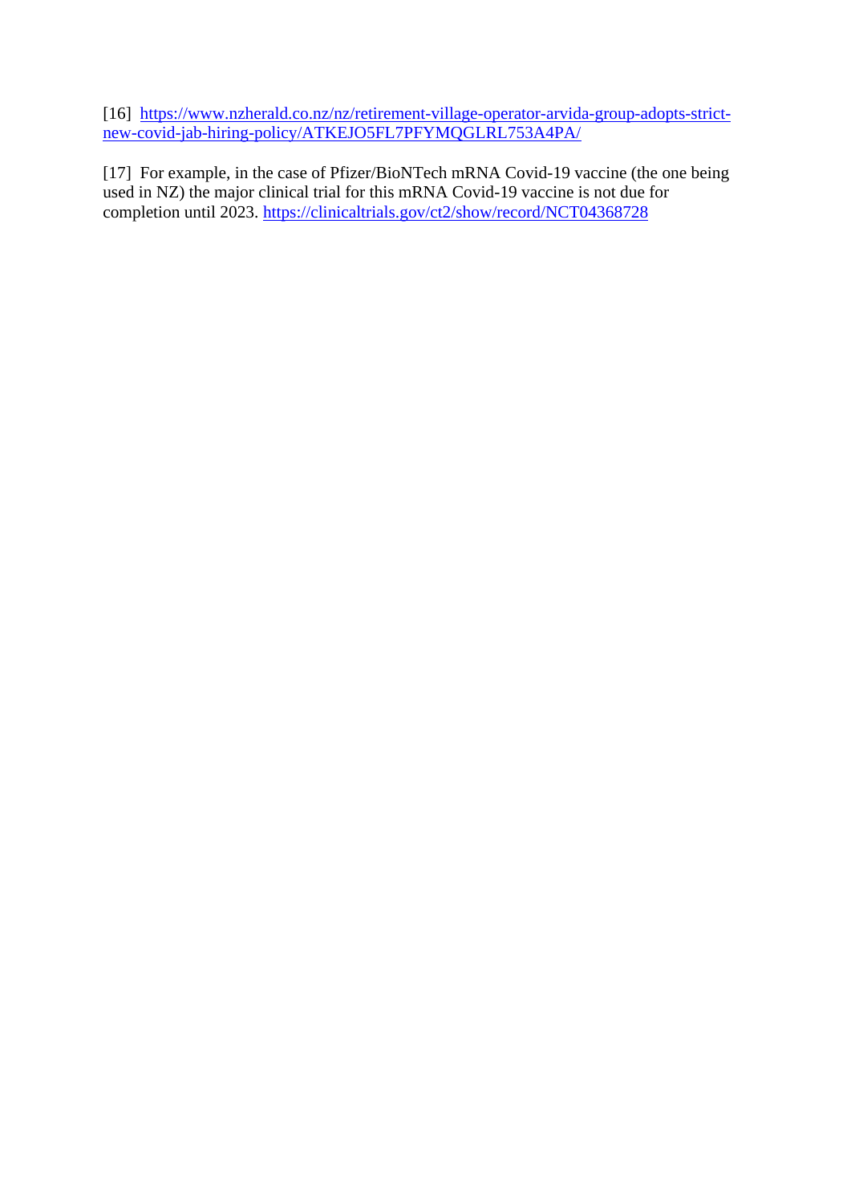[16] https://www.nzherald.co.nz/nz/retirement-village-operator-arvida-group-adopts-strict-new-covid-jab-hiring-policy/ATKEJO5FL7PFYMQGLRL753A4PA/

[17] For example, in the case of Pfizer/BioNTech mRNA Covid-19 vaccine (the one being used in NZ) the major clinical trial for this mRNA Covid-19 vaccine is not due for completion until 2023. https://clinicaltrials.gov/ct2/show/record/NCT04368728